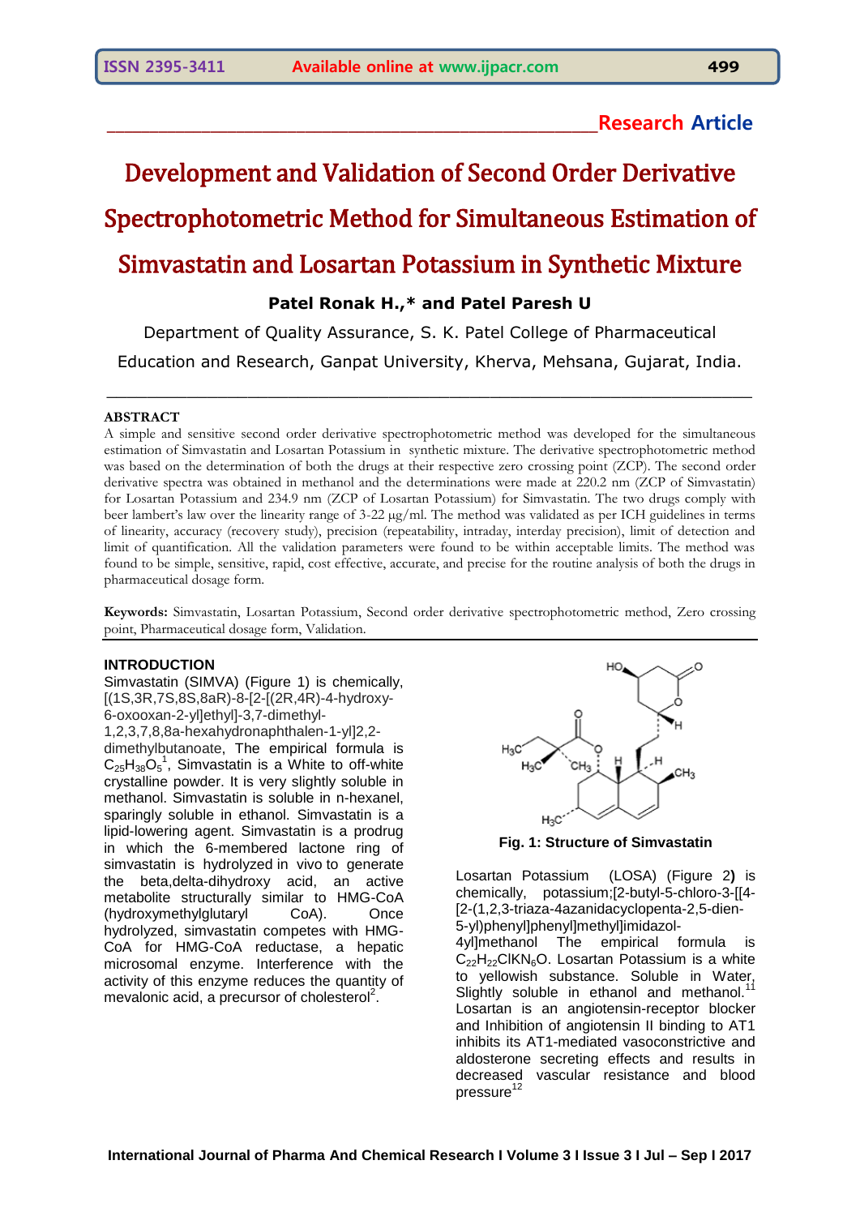Research Article

# Development and Validation of Second Order Derivative Spectrophotometric Method for Simultaneous Estimation of Simvastatin and Losartan Potassium in Synthetic Mixture

**Patel Ronak H.,* and Patel Paresh U**

Department of Quality Assurance, S. K. Patel College of Pharmaceutical Education and Research, Ganpat University, Kherva, Mehsana, Gujarat, India.

## ABSTRACT

A simple and sensitive second order derivative spectrophotometric method was developed for the simultaneous estimation of Simvastatin and Losartan Potassium in synthetic mixture. The derivative spectrophotometric method was based on the determination of both the drugs at their respective zero crossing point (ZCP). The second order derivative spectra was obtained in methanol and the determinations were made at 220.2 nm (ZCP of Simvastatin) for Losartan Potassium and 234.9 nm (ZCP of Losartan Potassium) for Simvastatin. The two drugs comply with beer lambert's law over the linearity range of 3-22 μg/ml. The method was validated as per ICH guidelines in terms of linearity, accuracy (recovery study), precision (repeatability, intraday, interday precision), limit of detection and limit of quantification. All the validation parameters were found to be within acceptable limits. The method was found to be simple, sensitive, rapid, cost effective, accurate, and precise for the routine analysis of both the drugs in pharmaceutical dosage form.

**Keywords:** Simvastatin, Losartan Potassium, Second order derivative spectrophotometric method, Zero crossing point, Pharmaceutical dosage form, Validation.

## INTRODUCTION

Simvastatin (SIMVA) (Figure 1) is chemically, [(1S,3R,7S,8S,8aR)-8-[2-[(2R,4R)-4-hydroxy-6-oxooxan-2-yl]ethyl]-3,7-dimethyl-1,2,3,7,8,8a-hexahydronaphthalen-1-yl]2,2-dimethylbutanoate, The empirical formula is $C_{25}H_{38}O_5$[1], Simvastatin is a White to off-white crystalline powder. It is very slightly soluble in methanol. Simvastatin is soluble in n-hexanel, sparingly soluble in ethanol. Simvastatin is a lipid-lowering agent. Simvastatin is a prodrug in which the 6-membered lactone ring of simvastatin is hydrolyzed in vivo to generate the beta,delta-dihydroxy acid, an active metabolite structurally similar to HMG-CoA (hydroxymethylglutaryl CoA). Once hydrolyzed, simvastatin competes with HMG-CoA for HMG-CoA reductase, a hepatic microsomal enzyme. Interference with the activity of this enzyme reduces the quantity of mevalonic acid, a precursor of cholesterol[2].

**Fig. 1: Structure of Simvastatin**

Losartan Potassium (LOSA) (Figure 2) is chemically, potassium;[2-butyl-5-chloro-3-[[4-[2-(1,2,3-triaza-4azanidacyclopenta-2,5-dien-5-yl)phenyl]phenyl]methyl]imidazol-4yl]methanol The empirical formula is $C_{22}H_{22}ClKN_6O$. Losartan Potassium is a white to yellowish substance. Soluble in Water, Slightly soluble in ethanol and methanol.[11] Losartan is an angiotensin-receptor blocker and Inhibition of angiotensin II binding to AT1 inhibits its AT1-mediated vasoconstrictive and aldosterone secreting effects and results in decreased vascular resistance and blood pressure[12]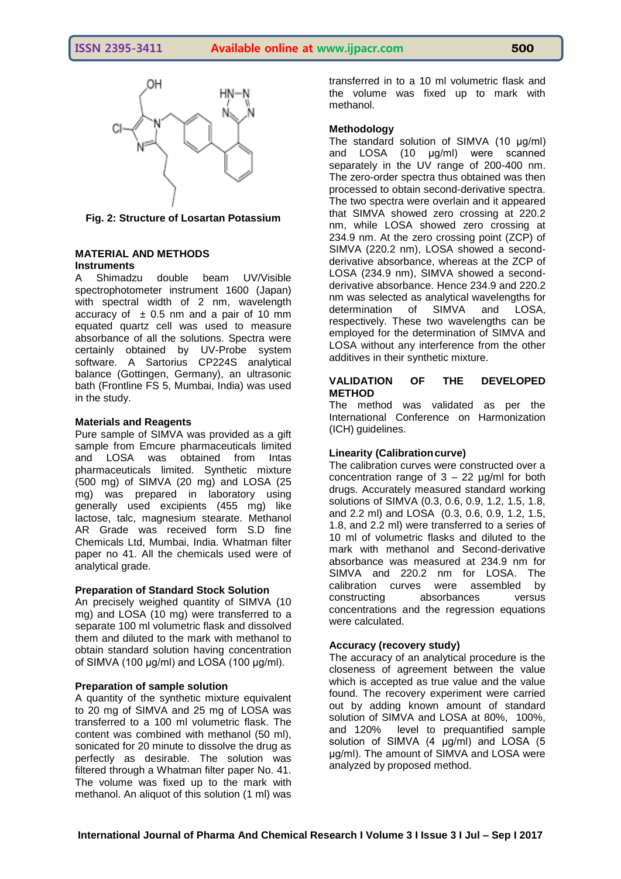Fig. 2: Structure of Losartan Potassium

## MATERIAL AND METHODS

### Instruments

A Shimadzu double beam UV/Visible spectrophotometer instrument 1600 (Japan) with spectral width of 2 nm, wavelength accuracy of ± 0.5 nm and a pair of 10 mm equated quartz cell was used to measure absorbance of all the solutions. Spectra were certainly obtained by UV-Probe system software. A Sartorius CP224S analytical balance (Gottingen, Germany), an ultrasonic bath (Frontline FS 5, Mumbai, India) was used in the study.

### Materials and Reagents

Pure sample of SIMVA was provided as a gift sample from Emcure pharmaceuticals limited and LOSA was obtained from Intas pharmaceuticals limited. Synthetic mixture (500 mg) of SIMVA (20 mg) and LOSA (25 mg) was prepared in laboratory using generally used excipients (455 mg) like lactose, talc, magnesium stearate. Methanol AR Grade was received form S.D fine Chemicals Ltd, Mumbai, India. Whatman filter paper no 41. All the chemicals used were of analytical grade.

### Preparation of Standard Stock Solution

An precisely weighed quantity of SIMVA (10 mg) and LOSA (10 mg) were transferred to a separate 100 ml volumetric flask and dissolved them and diluted to the mark with methanol to obtain standard solution having concentration of SIMVA (100 µg/ml) and LOSA (100 µg/ml).

### Preparation of sample solution

A quantity of the synthetic mixture equivalent to 20 mg of SIMVA and 25 mg of LOSA was transferred to a 100 ml volumetric flask. The content was combined with methanol (50 ml), sonicated for 20 minute to dissolve the drug as perfectly as desirable. The solution was filtered through a Whatman filter paper No. 41. The volume was fixed up to the mark with methanol. An aliquot of this solution (1 ml) was transferred in to a 10 ml volumetric flask and the volume was fixed up to mark with methanol.

### Methodology

The standard solution of SIMVA (10 µg/ml) and LOSA (10 µg/ml) were scanned separately in the UV range of 200-400 nm. The zero-order spectra thus obtained was then processed to obtain second-derivative spectra. The two spectra were overlain and it appeared that SIMVA showed zero crossing at 220.2 nm, while LOSA showed zero crossing at 234.9 nm. At the zero crossing point (ZCP) of SIMVA (220.2 nm), LOSA showed a second-derivative absorbance, whereas at the ZCP of LOSA (234.9 nm), SIMVA showed a second-derivative absorbance. Hence 234.9 and 220.2 nm was selected as analytical wavelengths for determination of SIMVA and LOSA, respectively. These two wavelengths can be employed for the determination of SIMVA and LOSA without any interference from the other additives in their synthetic mixture.

## VALIDATION OF THE DEVELOPED METHOD

The method was validated as per the International Conference on Harmonization (ICH) guidelines.

### Linearity (Calibration curve)

The calibration curves were constructed over a concentration range of 3 – 22 µg/ml for both drugs. Accurately measured standard working solutions of SIMVA (0.3, 0.6, 0.9, 1.2, 1.5, 1.8, and 2.2 ml) and LOSA (0.3, 0.6, 0.9, 1.2, 1.5, 1.8, and 2.2 ml) were transferred to a series of 10 ml of volumetric flasks and diluted to the mark with methanol and Second-derivative absorbance was measured at 234.9 nm for SIMVA and 220.2 nm for LOSA. The calibration curves were assembled by constructing absorbances versus concentrations and the regression equations were calculated.

### Accuracy (recovery study)

The accuracy of an analytical procedure is the closeness of agreement between the value which is accepted as true value and the value found. The recovery experiment were carried out by adding known amount of standard solution of SIMVA and LOSA at 80%, 100%, and 120% level to prequantified sample solution of SIMVA (4 µg/ml) and LOSA (5 µg/ml). The amount of SIMVA and LOSA were analyzed by proposed method.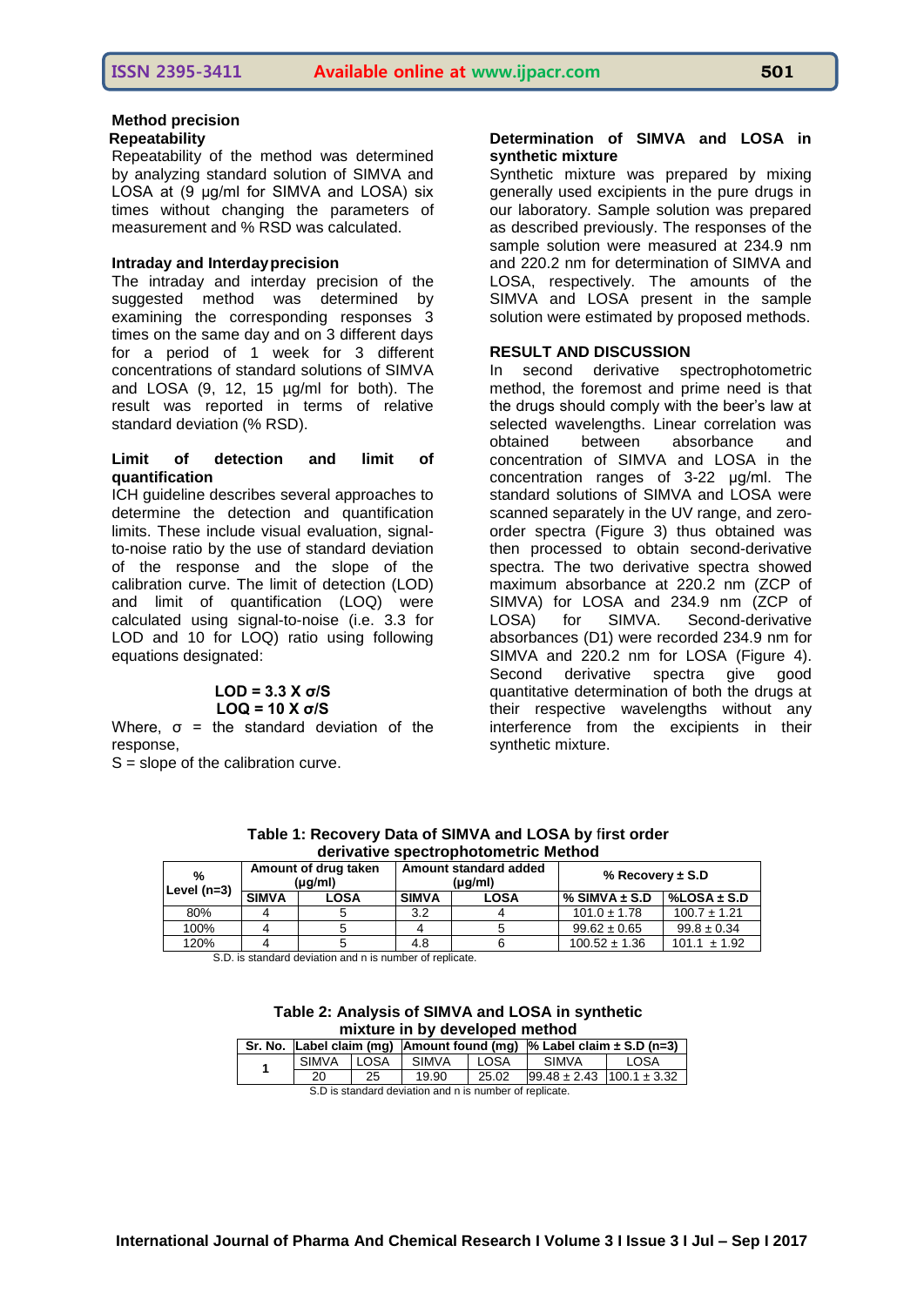### Method precision

#### Repeatability

Repeatability of the method was determined by analyzing standard solution of SIMVA and LOSA at (9 µg/ml for SIMVA and LOSA) six times without changing the parameters of measurement and % RSD was calculated.

#### Intraday and Interday precision

The intraday and interday precision of the suggested method was determined by examining the corresponding responses 3 times on the same day and on 3 different days for a period of 1 week for 3 different concentrations of standard solutions of SIMVA and LOSA (9, 12, 15 µg/ml for both). The result was reported in terms of relative standard deviation (% RSD).

#### Limit of detection and limit of quantification

ICH guideline describes several approaches to determine the detection and quantification limits. These include visual evaluation, signal-to-noise ratio by the use of standard deviation of the response and the slope of the calibration curve. The limit of detection (LOD) and limit of quantification (LOQ) were calculated using signal-to-noise (i.e. 3.3 for LOD and 10 for LOQ) ratio using following equations designated:

$$\mathbf{LOD = 3.3 \times \sigma/S}$$

$$\mathbf{LOQ = 10 \times \sigma/S}$$

Where, $\sigma$ = the standard deviation of the response,

S = slope of the calibration curve.

#### Determination of SIMVA and LOSA in synthetic mixture

Synthetic mixture was prepared by mixing generally used excipients in the pure drugs in our laboratory. Sample solution was prepared as described previously. The responses of the sample solution were measured at 234.9 nm and 220.2 nm for determination of SIMVA and LOSA, respectively. The amounts of the SIMVA and LOSA present in the sample solution were estimated by proposed methods.

## RESULT AND DISCUSSION

In second derivative spectrophotometric method, the foremost and prime need is that the drugs should comply with the beer's law at selected wavelengths. Linear correlation was obtained between absorbance and concentration of SIMVA and LOSA in the concentration ranges of 3-22 µg/ml. The standard solutions of SIMVA and LOSA were scanned separately in the UV range, and zero-order spectra (Figure 3) thus obtained was then processed to obtain second-derivative spectra. The two derivative spectra showed maximum absorbance at 220.2 nm (ZCP of SIMVA) for LOSA and 234.9 nm (ZCP of LOSA) for SIMVA. Second-derivative absorbances (D1) were recorded 234.9 nm for SIMVA and 220.2 nm for LOSA (Figure 4). Second derivative spectra give good quantitative determination of both the drugs at their respective wavelengths without any interference from the excipients in their synthetic mixture.

**Table 1: Recovery Data of SIMVA and LOSA by first order derivative spectrophotometric Method**

| % Level (n=3) | Amount of drug taken (µg/ml) | | Amount standard added (µg/ml) | | % Recovery ± S.D | |
|---|---|---|---|---|---|---|
| | SIMVA | LOSA | SIMVA | LOSA | % SIMVA ± S.D | %LOSA ± S.D |
| 80% | 4 | 5 | 3.2 | 4 | 101.0 ± 1.78 | 100.7 ± 1.21 |
| 100% | 4 | 5 | 4 | 5 | 99.62 ± 0.65 | 99.8 ± 0.34 |
| 120% | 4 | 5 | 4.8 | 6 | 100.52 ± 1.36 | 101.1 ± 1.92 |

S.D. is standard deviation and n is number of replicate.

**Table 2: Analysis of SIMVA and LOSA in synthetic mixture in by developed method**

| Sr. No. | Label claim (mg) | | Amount found (mg) | | % Label claim ± S.D (n=3) | |
|---|---|---|---|---|---|---|
| | SIMVA | LOSA | SIMVA | LOSA | SIMVA | LOSA |
| 1 | 20 | 25 | 19.90 | 25.02 | 99.48 ± 2.43 | 100.1 ± 3.32 |

S.D is standard deviation and n is number of replicate.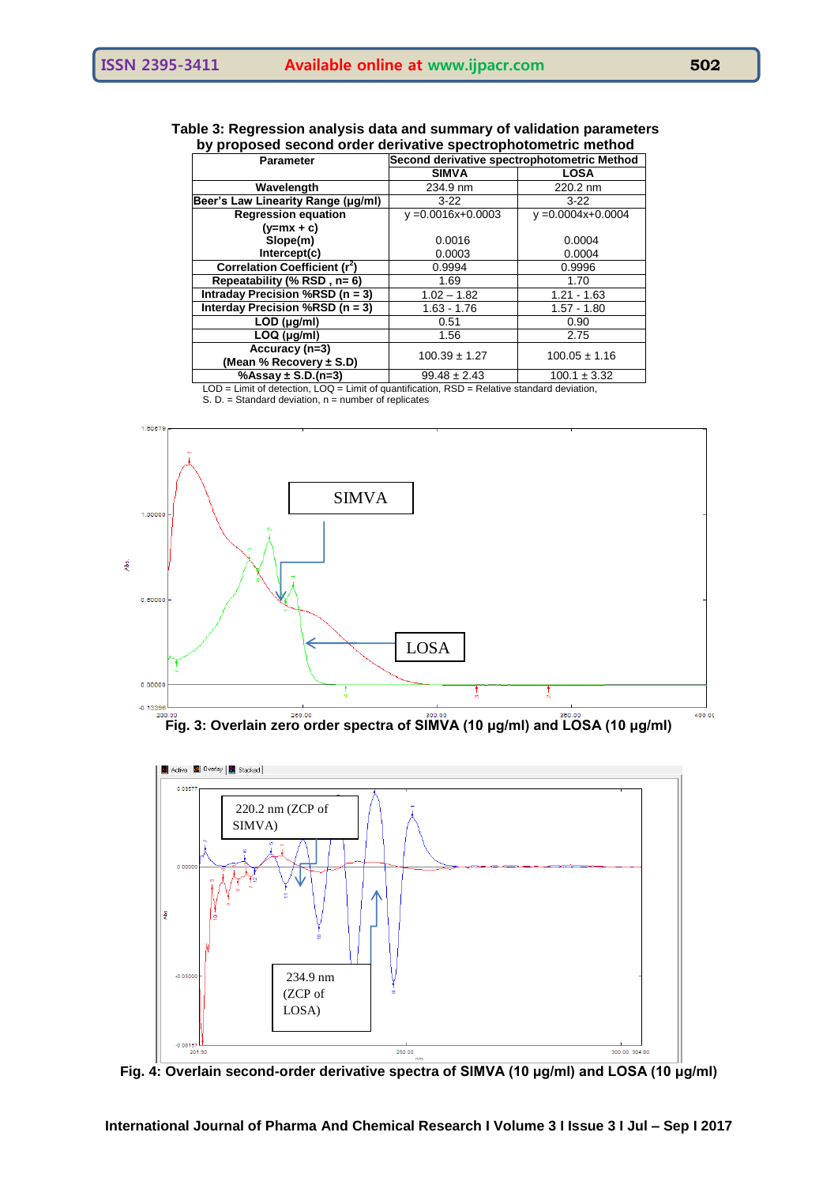**Table 3: Regression analysis data and summary of validation parameters by proposed second order derivative spectrophotometric method**

| Parameter | Second derivative spectrophotometric Method | |
|---|---|---|
| | SIMVA | LOSA |
| Wavelength | 234.9 nm | 220.2 nm |
| Beer's Law Linearity Range (μg/ml) | 3-22 | 3-22 |
| Regression equation (y=mx + c) | y =0.0016x+0.0003 | y =0.0004x+0.0004 |
| Slope(m) | 0.0016 | 0.0004 |
| Intercept(c) | 0.0003 | 0.0004 |
| Correlation Coefficient ($r^2$) | 0.9994 | 0.9996 |
| Repeatability (% RSD , n= 6) | 1.69 | 1.70 |
| Intraday Precision %RSD (n = 3) | 1.02 – 1.82 | 1.21 - 1.63 |
| Interday Precision %RSD (n = 3) | 1.63 - 1.76 | 1.57 - 1.80 |
| LOD (μg/ml) | 0.51 | 0.90 |
| LOQ (μg/ml) | 1.56 | 2.75 |
| Accuracy (n=3) (Mean % Recovery ± S.D) | 100.39 ± 1.27 | 100.05 ± 1.16 |
| %Assay ± S.D.(n=3) | 99.48 ± 2.43 | 100.1 ± 3.32 |

LOD = Limit of detection, LOQ = Limit of quantification, RSD = Relative standard deviation, S. D. = Standard deviation, n = number of replicates

**Fig. 3: Overlain zero order spectra of SIMVA (10 μg/ml) and LOSA (10 μg/ml)**

**Fig. 4: Overlain second-order derivative spectra of SIMVA (10 μg/ml) and LOSA (10 μg/ml)**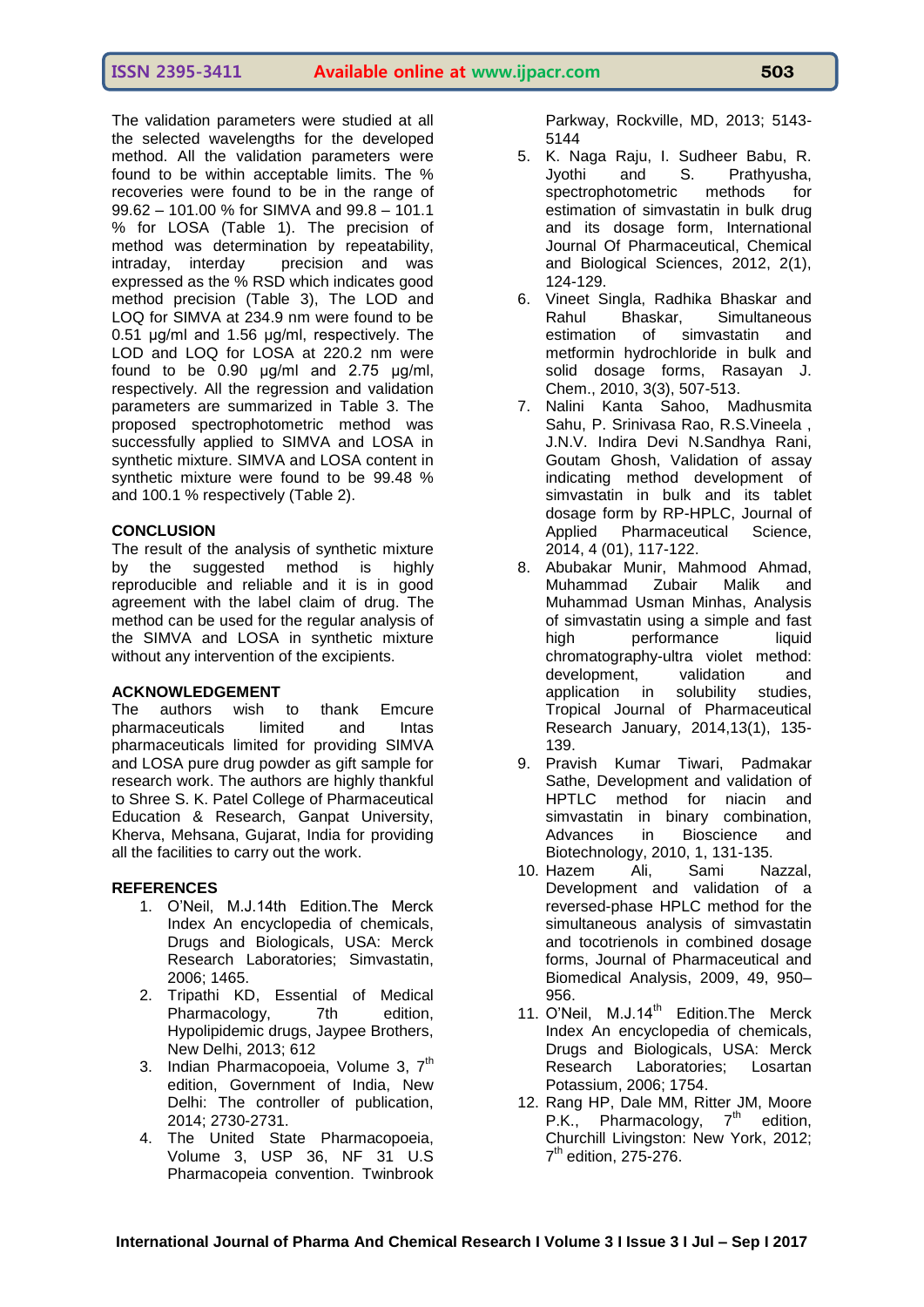The validation parameters were studied at all the selected wavelengths for the developed method. All the validation parameters were found to be within acceptable limits. The % recoveries were found to be in the range of 99.62 – 101.00 % for SIMVA and 99.8 – 101.1 % for LOSA (Table 1). The precision of method was determination by repeatability, intraday, interday precision and was expressed as the % RSD which indicates good method precision (Table 3), The LOD and LOQ for SIMVA at 234.9 nm were found to be 0.51 µg/ml and 1.56 µg/ml, respectively. The LOD and LOQ for LOSA at 220.2 nm were found to be 0.90 µg/ml and 2.75 µg/ml, respectively. All the regression and validation parameters are summarized in Table 3. The proposed spectrophotometric method was successfully applied to SIMVA and LOSA in synthetic mixture. SIMVA and LOSA content in synthetic mixture were found to be 99.48 % and 100.1 % respectively (Table 2).

## CONCLUSION

The result of the analysis of synthetic mixture by the suggested method is highly reproducible and reliable and it is in good agreement with the label claim of drug. The method can be used for the regular analysis of the SIMVA and LOSA in synthetic mixture without any intervention of the excipients.

## ACKNOWLEDGEMENT

The authors wish to thank Emcure pharmaceuticals limited and Intas pharmaceuticals limited for providing SIMVA and LOSA pure drug powder as gift sample for research work. The authors are highly thankful to Shree S. K. Patel College of Pharmaceutical Education & Research, Ganpat University, Kherva, Mehsana, Gujarat, India for providing all the facilities to carry out the work.

## REFERENCES

1. O'Neil, M.J.14th Edition.The Merck Index An encyclopedia of chemicals, Drugs and Biologicals, USA: Merck Research Laboratories; Simvastatin, 2006; 1465.
2. Tripathi KD, Essential of Medical Pharmacology, 7th edition, Hypolipidemic drugs, Jaypee Brothers, New Delhi, 2013; 612
3. Indian Pharmacopoeia, Volume 3, 7th edition, Government of India, New Delhi: The controller of publication, 2014; 2730-2731.
4. The United State Pharmacopoeia, Volume 3, USP 36, NF 31 U.S Pharmacopeia convention. Twinbrook Parkway, Rockville, MD, 2013; 5143-5144
5. K. Naga Raju, I. Sudheer Babu, R. Jyothi and S. Prathyusha, spectrophotometric methods for estimation of simvastatin in bulk drug and its dosage form, International Journal Of Pharmaceutical, Chemical and Biological Sciences, 2012, 2(1), 124-129.
6. Vineet Singla, Radhika Bhaskar and Rahul Bhaskar, Simultaneous estimation of simvastatin and metformin hydrochloride in bulk and solid dosage forms, Rasayan J. Chem., 2010, 3(3), 507-513.
7. Nalini Kanta Sahoo, Madhusmita Sahu, P. Srinivasa Rao, R.S.Vineela , J.N.V. Indira Devi N.Sandhya Rani, Goutam Ghosh, Validation of assay indicating method development of simvastatin in bulk and its tablet dosage form by RP-HPLC, Journal of Applied Pharmaceutical Science, 2014, 4 (01), 117-122.
8. Abubakar Munir, Mahmood Ahmad, Muhammad Zubair Malik and Muhammad Usman Minhas, Analysis of simvastatin using a simple and fast high performance liquid chromatography-ultra violet method: development, validation and application in solubility studies, Tropical Journal of Pharmaceutical Research January, 2014,13(1), 135-139.
9. Pravish Kumar Tiwari, Padmakar Sathe, Development and validation of HPTLC method for niacin and simvastatin in binary combination, Advances in Bioscience and Biotechnology, 2010, 1, 131-135.
10. Hazem Ali, Sami Nazzal, Development and validation of a reversed-phase HPLC method for the simultaneous analysis of simvastatin and tocotrienols in combined dosage forms, Journal of Pharmaceutical and Biomedical Analysis, 2009, 49, 950–956.
11. O'Neil, M.J.14th Edition.The Merck Index An encyclopedia of chemicals, Drugs and Biologicals, USA: Merck Research Laboratories; Losartan Potassium, 2006; 1754.
12. Rang HP, Dale MM, Ritter JM, Moore P.K., Pharmacology, 7th edition, Churchill Livingston: New York, 2012; 7th edition, 275-276.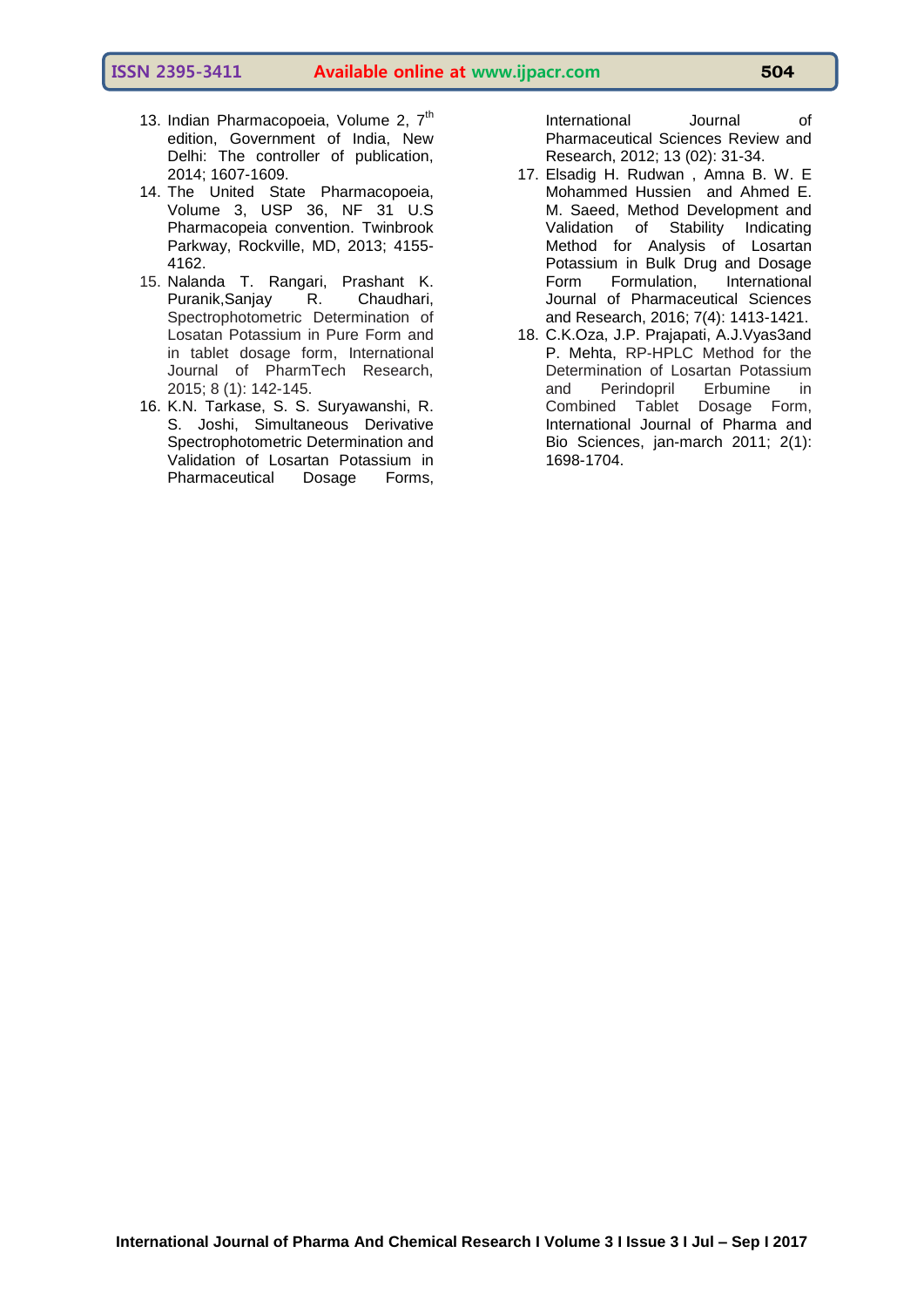13. Indian Pharmacopoeia, Volume 2, 7$^{th}$ edition, Government of India, New Delhi: The controller of publication, 2014; 1607-1609.
14. The United State Pharmacopoeia, Volume 3, USP 36, NF 31 U.S Pharmacopeia convention. Twinbrook Parkway, Rockville, MD, 2013; 4155-4162.
15. Nalanda T. Rangari, Prashant K. Puranik,Sanjay R. Chaudhari, Spectrophotometric Determination of Losatan Potassium in Pure Form and in tablet dosage form, International Journal of PharmTech Research, 2015; 8 (1): 142-145.
16. K.N. Tarkase, S. S. Suryawanshi, R. S. Joshi, Simultaneous Derivative Spectrophotometric Determination and Validation of Losartan Potassium in Pharmaceutical Dosage Forms, International Journal of Pharmaceutical Sciences Review and Research, 2012; 13 (02): 31-34.
17. Elsadig H. Rudwan , Amna B. W. E Mohammed Hussien and Ahmed E. M. Saeed, Method Development and Validation of Stability Indicating Method for Analysis of Losartan Potassium in Bulk Drug and Dosage Form Formulation, International Journal of Pharmaceutical Sciences and Research, 2016; 7(4): 1413-1421.
18. C.K.Oza, J.P. Prajapati, A.J.Vyas3and P. Mehta, RP-HPLC Method for the Determination of Losartan Potassium and Perindopril Erbumine in Combined Tablet Dosage Form, International Journal of Pharma and Bio Sciences, jan-march 2011; 2(1): 1698-1704.